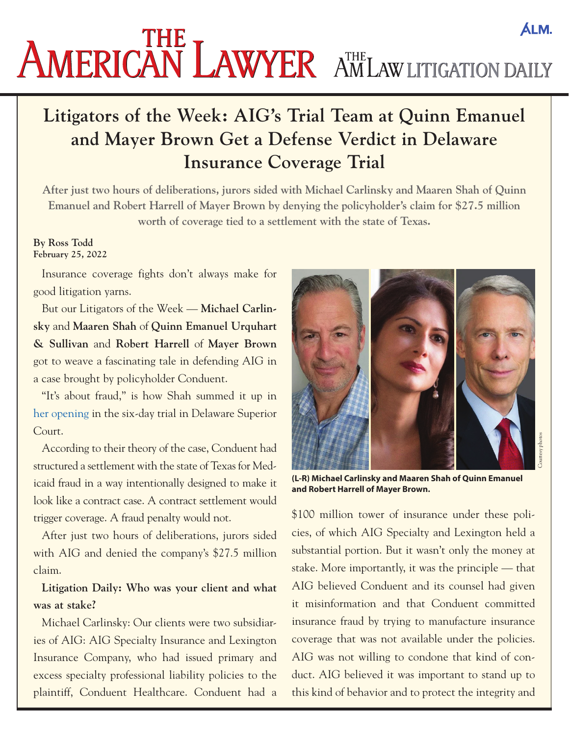# Litigators of the Week: AIG's Trial Team at Quinn Emanuel and Mayer Brown Get a Defense Verdict in Delaware Insurance Coverage Trial

**After just two hours of deliberations, jurors sided with Michael Carlinsky and Maaren Shah of Quinn Emanuel and Robert Harrell of Mayer Brown by denying the policyholder's claim for $27.5 million worth of coverage tied to a settlement with the state of Texas.**

**By Ross Todd**
**February 25, 2022**

Insurance coverage fights don't always make for good litigation yarns.

But our Litigators of the Week — **Michael Carlinsky** and **Maaren Shah** of **Quinn Emanuel Urquhart & Sullivan** and **Robert Harrell** of **Mayer Brown** got to weave a fascinating tale in defending AIG in a case brought by policyholder Conduent.

"It's about fraud," is how Shah summed it up in her opening in the six-day trial in Delaware Superior Court.

According to their theory of the case, Conduent had structured a settlement with the state of Texas for Medicaid fraud in a way intentionally designed to make it look like a contract case. A contract settlement would trigger coverage. A fraud penalty would not.

After just two hours of deliberations, jurors sided with AIG and denied the company's $27.5 million claim.

**(L-R) Michael Carlinsky and Maaren Shah of Quinn Emanuel and Robert Harrell of Mayer Brown.**

**Litigation Daily: Who was your client and what was at stake?**

Michael Carlinsky: Our clients were two subsidiaries of AIG: AIG Specialty Insurance and Lexington Insurance Company, who had issued primary and excess specialty professional liability policies to the plaintiff, Conduent Healthcare. Conduent had a $100 million tower of insurance under these policies, of which AIG Specialty and Lexington held a substantial portion. But it wasn't only the money at stake. More importantly, it was the principle — that AIG believed Conduent and its counsel had given it misinformation and that Conduent committed insurance fraud by trying to manufacture insurance coverage that was not available under the policies. AIG was not willing to condone that kind of conduct. AIG believed it was important to stand up to this kind of behavior and to protect the integrity and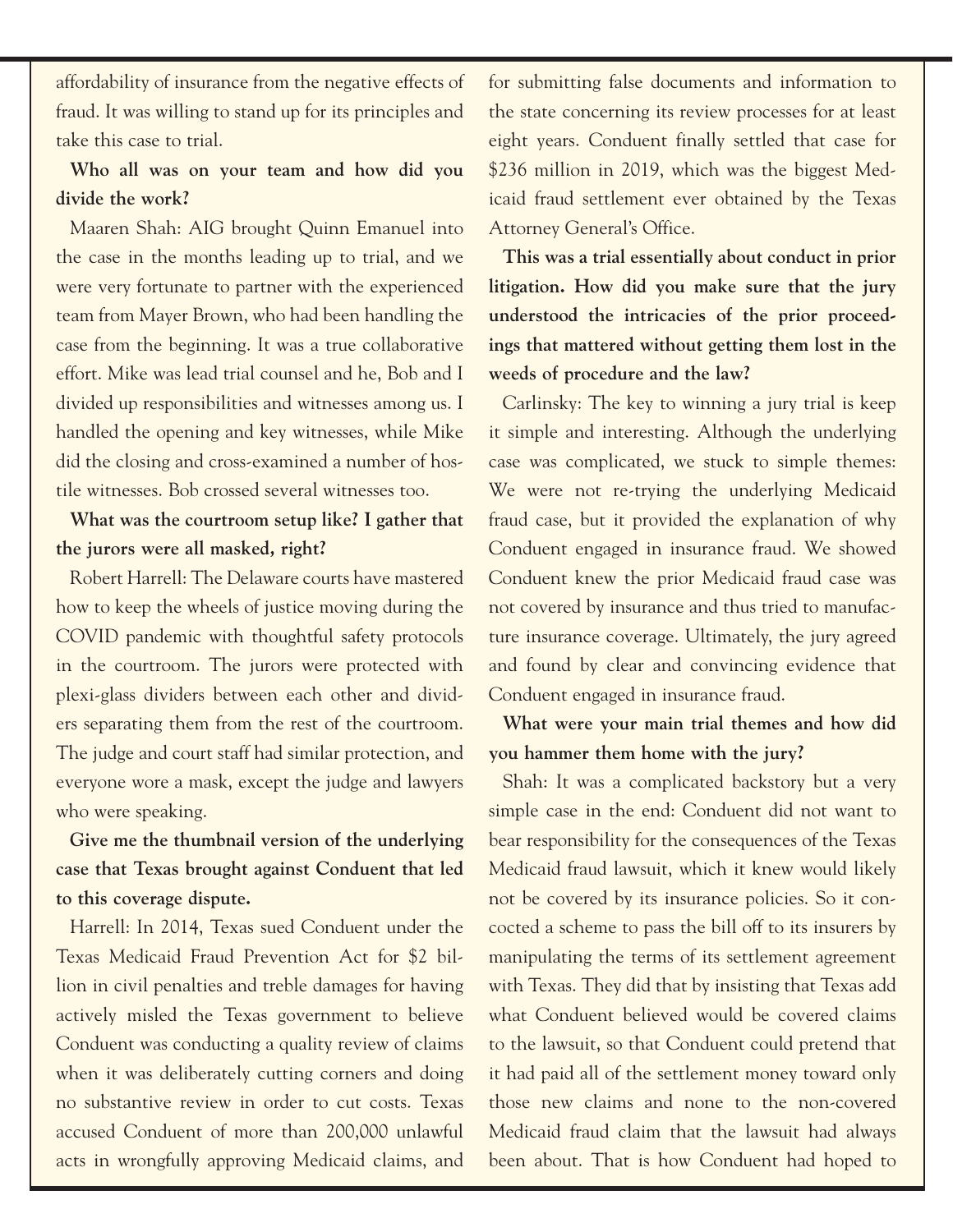affordability of insurance from the negative effects of fraud. It was willing to stand up for its principles and take this case to trial.

**Who all was on your team and how did you divide the work?**

Maaren Shah: AIG brought Quinn Emanuel into the case in the months leading up to trial, and we were very fortunate to partner with the experienced team from Mayer Brown, who had been handling the case from the beginning. It was a true collaborative effort. Mike was lead trial counsel and he, Bob and I divided up responsibilities and witnesses among us. I handled the opening and key witnesses, while Mike did the closing and cross-examined a number of hostile witnesses. Bob crossed several witnesses too.

**What was the courtroom setup like? I gather that the jurors were all masked, right?**

Robert Harrell: The Delaware courts have mastered how to keep the wheels of justice moving during the COVID pandemic with thoughtful safety protocols in the courtroom. The jurors were protected with plexi-glass dividers between each other and dividers separating them from the rest of the courtroom. The judge and court staff had similar protection, and everyone wore a mask, except the judge and lawyers who were speaking.

**Give me the thumbnail version of the underlying case that Texas brought against Conduent that led to this coverage dispute.**

Harrell: In 2014, Texas sued Conduent under the Texas Medicaid Fraud Prevention Act for $2 billion in civil penalties and treble damages for having actively misled the Texas government to believe Conduent was conducting a quality review of claims when it was deliberately cutting corners and doing no substantive review in order to cut costs. Texas accused Conduent of more than 200,000 unlawful acts in wrongfully approving Medicaid claims, and for submitting false documents and information to the state concerning its review processes for at least eight years. Conduent finally settled that case for $236 million in 2019, which was the biggest Medicaid fraud settlement ever obtained by the Texas Attorney General's Office.

**This was a trial essentially about conduct in prior litigation. How did you make sure that the jury understood the intricacies of the prior proceedings that mattered without getting them lost in the weeds of procedure and the law?**

Carlinsky: The key to winning a jury trial is keep it simple and interesting. Although the underlying case was complicated, we stuck to simple themes: We were not re-trying the underlying Medicaid fraud case, but it provided the explanation of why Conduent engaged in insurance fraud. We showed Conduent knew the prior Medicaid fraud case was not covered by insurance and thus tried to manufacture insurance coverage. Ultimately, the jury agreed and found by clear and convincing evidence that Conduent engaged in insurance fraud.

**What were your main trial themes and how did you hammer them home with the jury?**

Shah: It was a complicated backstory but a very simple case in the end: Conduent did not want to bear responsibility for the consequences of the Texas Medicaid fraud lawsuit, which it knew would likely not be covered by its insurance policies. So it concocted a scheme to pass the bill off to its insurers by manipulating the terms of its settlement agreement with Texas. They did that by insisting that Texas add what Conduent believed would be covered claims to the lawsuit, so that Conduent could pretend that it had paid all of the settlement money toward only those new claims and none to the non-covered Medicaid fraud claim that the lawsuit had always been about. That is how Conduent had hoped to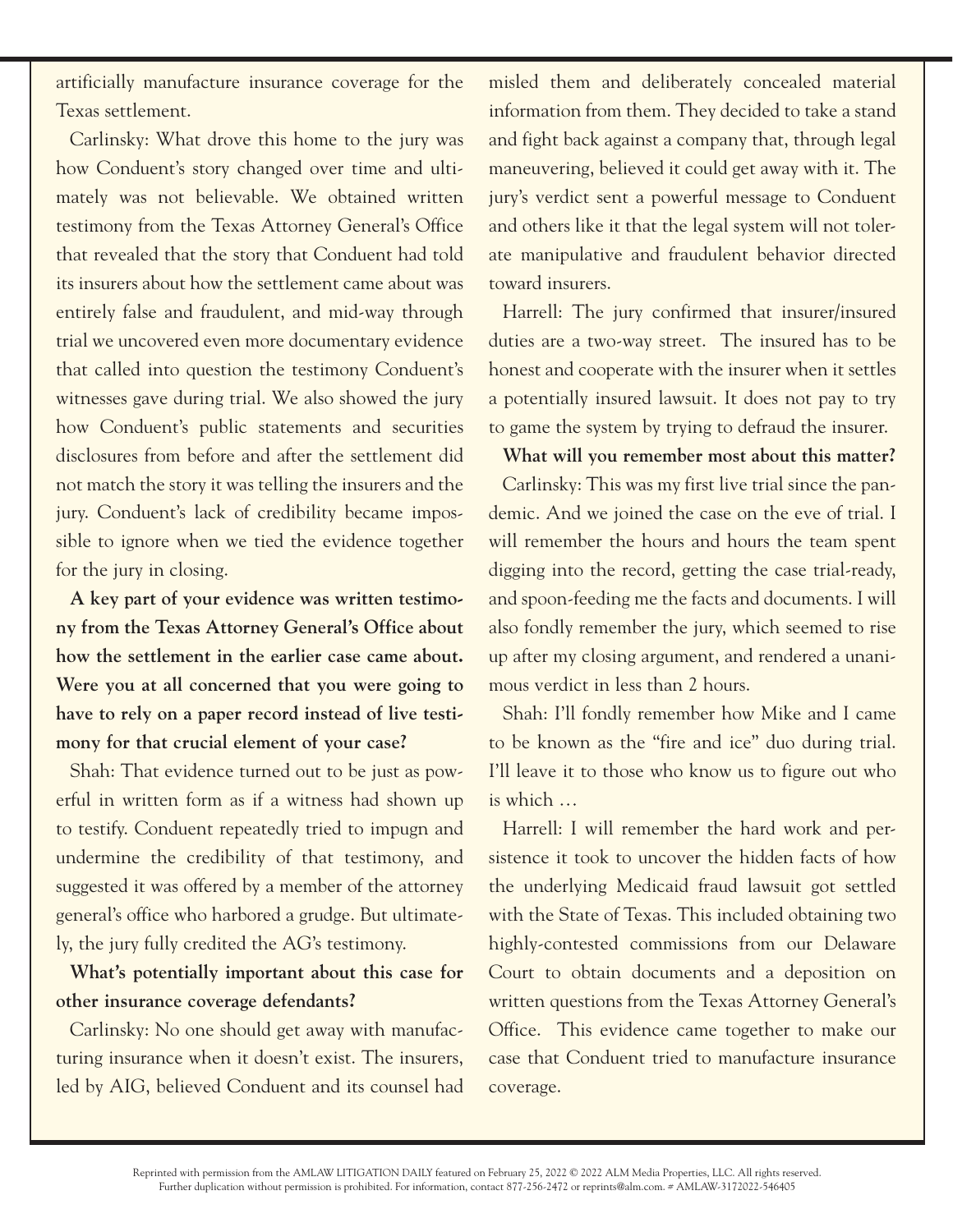artificially manufacture insurance coverage for the Texas settlement.

Carlinsky: What drove this home to the jury was how Conduent's story changed over time and ultimately was not believable. We obtained written testimony from the Texas Attorney General's Office that revealed that the story that Conduent had told its insurers about how the settlement came about was entirely false and fraudulent, and mid-way through trial we uncovered even more documentary evidence that called into question the testimony Conduent's witnesses gave during trial. We also showed the jury how Conduent's public statements and securities disclosures from before and after the settlement did not match the story it was telling the insurers and the jury. Conduent's lack of credibility became impossible to ignore when we tied the evidence together for the jury in closing.

**A key part of your evidence was written testimony from the Texas Attorney General's Office about how the settlement in the earlier case came about. Were you at all concerned that you were going to have to rely on a paper record instead of live testimony for that crucial element of your case?**

Shah: That evidence turned out to be just as powerful in written form as if a witness had shown up to testify. Conduent repeatedly tried to impugn and undermine the credibility of that testimony, and suggested it was offered by a member of the attorney general's office who harbored a grudge. But ultimately, the jury fully credited the AG's testimony.

**What's potentially important about this case for other insurance coverage defendants?**

Carlinsky: No one should get away with manufacturing insurance when it doesn't exist. The insurers, led by AIG, believed Conduent and its counsel had misled them and deliberately concealed material information from them. They decided to take a stand and fight back against a company that, through legal maneuvering, believed it could get away with it. The jury's verdict sent a powerful message to Conduent and others like it that the legal system will not tolerate manipulative and fraudulent behavior directed toward insurers.

Harrell: The jury confirmed that insurer/insured duties are a two-way street. The insured has to be honest and cooperate with the insurer when it settles a potentially insured lawsuit. It does not pay to try to game the system by trying to defraud the insurer.

**What will you remember most about this matter?**

Carlinsky: This was my first live trial since the pandemic. And we joined the case on the eve of trial. I will remember the hours and hours the team spent digging into the record, getting the case trial-ready, and spoon-feeding me the facts and documents. I will also fondly remember the jury, which seemed to rise up after my closing argument, and rendered a unanimous verdict in less than 2 hours.

Shah: I'll fondly remember how Mike and I came to be known as the "fire and ice" duo during trial. I'll leave it to those who know us to figure out who is which …

Harrell: I will remember the hard work and persistence it took to uncover the hidden facts of how the underlying Medicaid fraud lawsuit got settled with the State of Texas. This included obtaining two highly-contested commissions from our Delaware Court to obtain documents and a deposition on written questions from the Texas Attorney General's Office. This evidence came together to make our case that Conduent tried to manufacture insurance coverage.

Reprinted with permission from the AMLAW LITIGATION DAILY featured on February 25, 2022 © 2022 ALM Media Properties, LLC. All rights reserved. Further duplication without permission is prohibited. For information, contact 877-256-2472 or reprints@alm.com. # AMLAW-3172022-546405